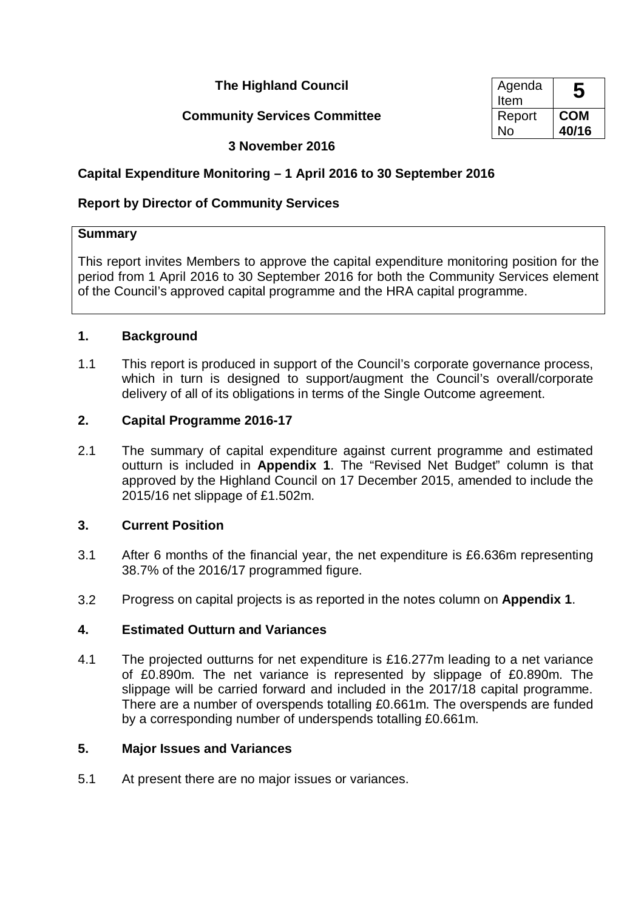**The Highland Council**

**Community Services Committee**

**3 November 2016**

| Agenda Item | **5** |
|---|---|
| Report No | **COM 40/16** |

**Capital Expenditure Monitoring – 1 April 2016 to 30 September 2016**

**Report by Director of Community Services**

**Summary**

This report invites Members to approve the capital expenditure monitoring position for the period from 1 April 2016 to 30 September 2016 for both the Community Services element of the Council's approved capital programme and the HRA capital programme.

## 1. Background

1.1 This report is produced in support of the Council's corporate governance process, which in turn is designed to support/augment the Council's overall/corporate delivery of all of its obligations in terms of the Single Outcome agreement.

## 2. Capital Programme 2016-17

2.1 The summary of capital expenditure against current programme and estimated outturn is included in **Appendix 1**. The "Revised Net Budget" column is that approved by the Highland Council on 17 December 2015, amended to include the 2015/16 net slippage of £1.502m.

## 3. Current Position

3.1 After 6 months of the financial year, the net expenditure is £6.636m representing 38.7% of the 2016/17 programmed figure.

3.2 Progress on capital projects is as reported in the notes column on **Appendix 1**.

## 4. Estimated Outturn and Variances

4.1 The projected outturns for net expenditure is £16.277m leading to a net variance of £0.890m. The net variance is represented by slippage of £0.890m. The slippage will be carried forward and included in the 2017/18 capital programme. There are a number of overspends totalling £0.661m. The overspends are funded by a corresponding number of underspends totalling £0.661m.

## 5. Major Issues and Variances

5.1 At present there are no major issues or variances.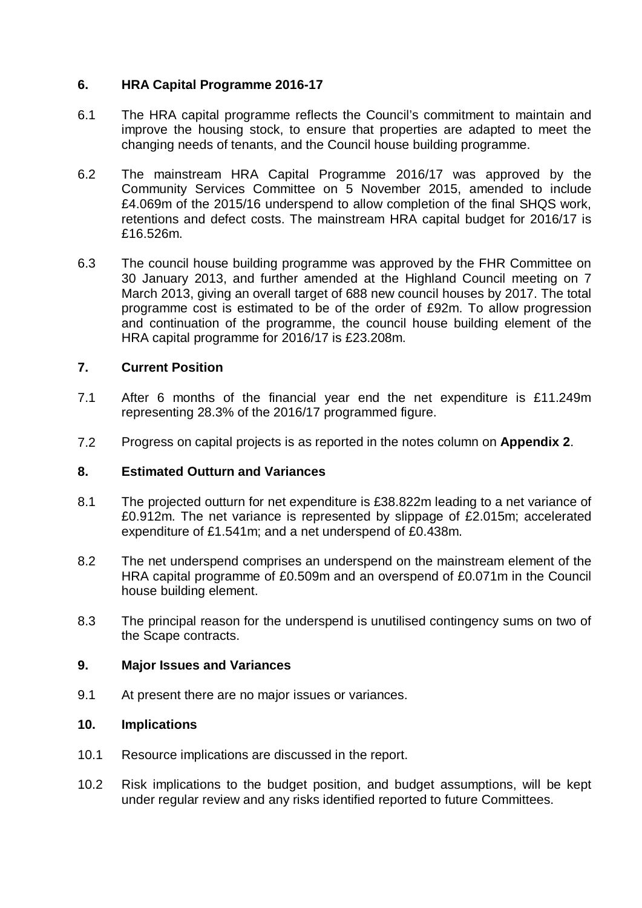## 6. HRA Capital Programme 2016-17

6.1 The HRA capital programme reflects the Council's commitment to maintain and improve the housing stock, to ensure that properties are adapted to meet the changing needs of tenants, and the Council house building programme.

6.2 The mainstream HRA Capital Programme 2016/17 was approved by the Community Services Committee on 5 November 2015, amended to include £4.069m of the 2015/16 underspend to allow completion of the final SHQS work, retentions and defect costs. The mainstream HRA capital budget for 2016/17 is £16.526m.

6.3 The council house building programme was approved by the FHR Committee on 30 January 2013, and further amended at the Highland Council meeting on 7 March 2013, giving an overall target of 688 new council houses by 2017. The total programme cost is estimated to be of the order of £92m. To allow progression and continuation of the programme, the council house building element of the HRA capital programme for 2016/17 is £23.208m.

## 7. Current Position

7.1 After 6 months of the financial year end the net expenditure is £11.249m representing 28.3% of the 2016/17 programmed figure.

7.2 Progress on capital projects is as reported in the notes column on **Appendix 2**.

## 8. Estimated Outturn and Variances

8.1 The projected outturn for net expenditure is £38.822m leading to a net variance of £0.912m. The net variance is represented by slippage of £2.015m; accelerated expenditure of £1.541m; and a net underspend of £0.438m.

8.2 The net underspend comprises an underspend on the mainstream element of the HRA capital programme of £0.509m and an overspend of £0.071m in the Council house building element.

8.3 The principal reason for the underspend is unutilised contingency sums on two of the Scape contracts.

## 9. Major Issues and Variances

9.1 At present there are no major issues or variances.

## 10. Implications

10.1 Resource implications are discussed in the report.

10.2 Risk implications to the budget position, and budget assumptions, will be kept under regular review and any risks identified reported to future Committees.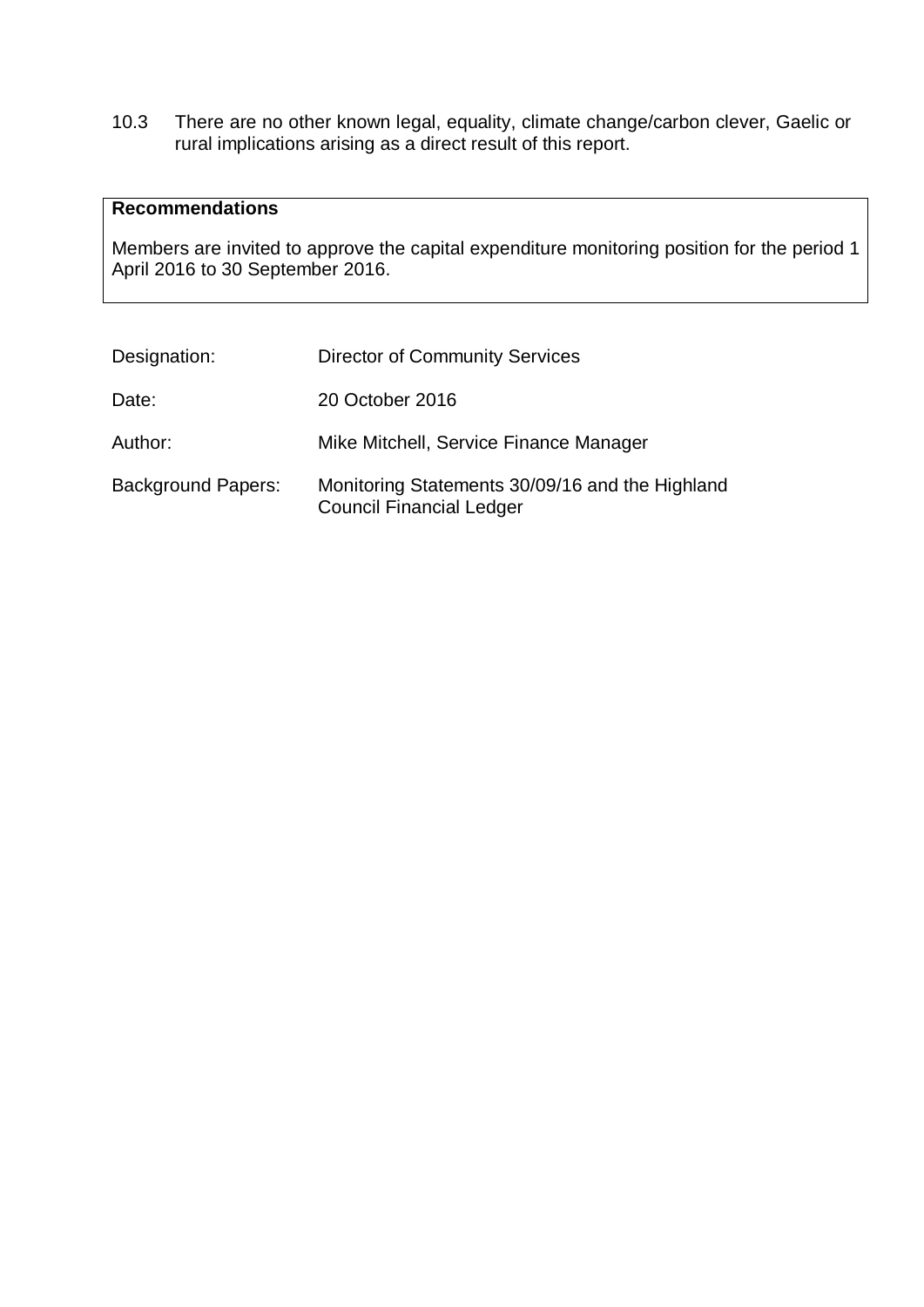10.3 There are no other known legal, equality, climate change/carbon clever, Gaelic or rural implications arising as a direct result of this report.

**Recommendations**

Members are invited to approve the capital expenditure monitoring position for the period 1 April 2016 to 30 September 2016.

| | |
|---|---|
| Designation: | Director of Community Services |
| Date: | 20 October 2016 |
| Author: | Mike Mitchell, Service Finance Manager |
| Background Papers: | Monitoring Statements 30/09/16 and the Highland Council Financial Ledger |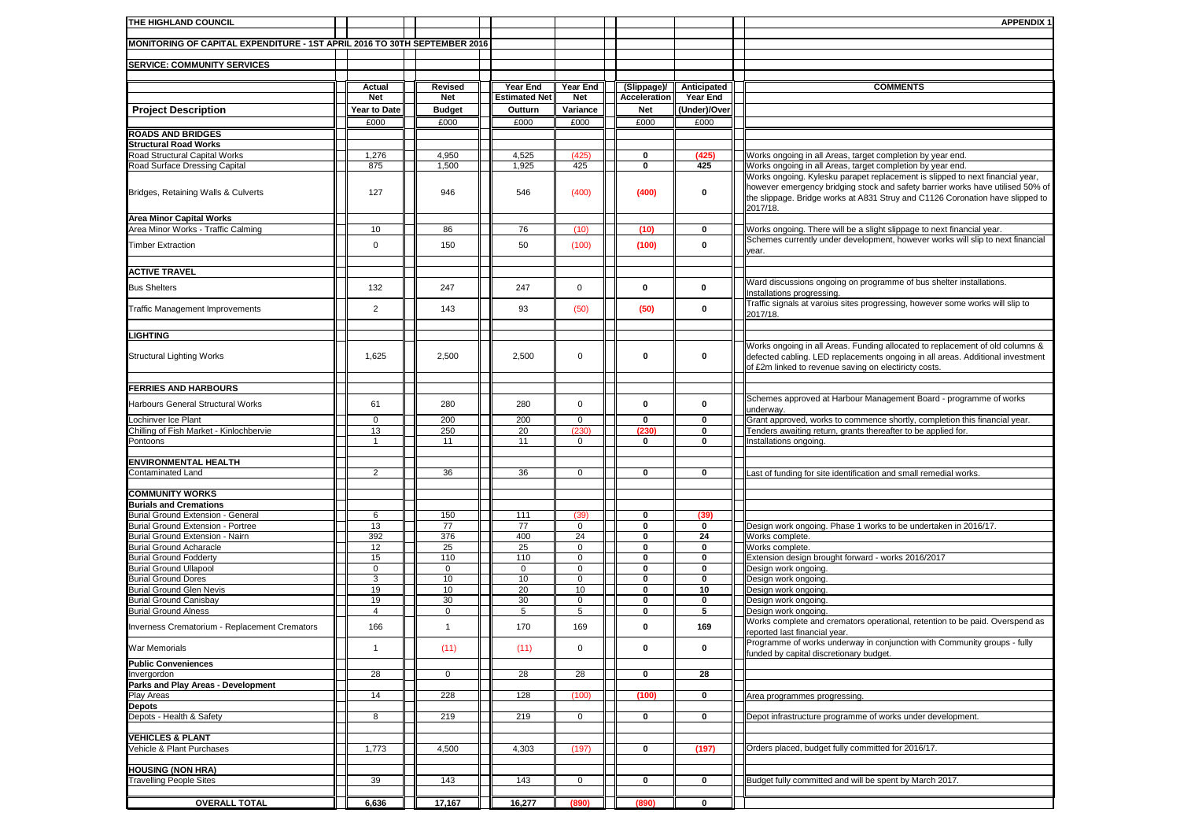**THE HIGHLAND COUNCIL** **APPENDIX 1**

**MONITORING OF CAPITAL EXPENDITURE - 1ST APRIL 2016 TO 30TH SEPTEMBER 2016**

**SERVICE: COMMUNITY SERVICES**

| Project Description | Actual Net Year to Date | Revised Net Budget | Year End Estimated Net Outturn | Year End Net Variance | (Slippage)/ Acceleration Net | Anticipated Year End (Under)/Over | COMMENTS |
|---|---|---|---|---|---|---|---|
| | £000 | £000 | £000 | £000 | £000 | £000 | |
| **ROADS AND BRIDGES** | | | | | | | |
| **Structural Road Works** | | | | | | | |
| Road Structural Capital Works | 1,276 | 4,950 | 4,525 | (425) | 0 | (425) | Works ongoing in all Areas, target completion by year end. |
| Road Surface Dressing Capital | 875 | 1,500 | 1,925 | 425 | 0 | 425 | Works ongoing in all Areas, target completion by year end. |
| Bridges, Retaining Walls & Culverts | 127 | 946 | 546 | (400) | (400) | 0 | Works ongoing. Kylesku parapet replacement is slipped to next financial year, however emergency bridging stock and safety barrier works have utilised 50% of the slippage. Bridge works at A831 Struy and C1126 Coronation have slipped to 2017/18. |
| **Area Minor Capital Works** | | | | | | | |
| Area Minor Works - Traffic Calming | 10 | 86 | 76 | (10) | (10) | 0 | Works ongoing. There will be a slight slippage to next financial year. |
| Timber Extraction | 0 | 150 | 50 | (100) | (100) | 0 | Schemes currently under development, however works will slip to next financial year. |
| **ACTIVE TRAVEL** | | | | | | | |
| Bus Shelters | 132 | 247 | 247 | 0 | 0 | 0 | Ward discussions ongoing on programme of bus shelter installations. Installations progressing. |
| Traffic Management Improvements | 2 | 143 | 93 | (50) | (50) | 0 | Traffic signals at varoius sites progressing, however some works will slip to 2017/18. |
| **LIGHTING** | | | | | | | |
| Structural Lighting Works | 1,625 | 2,500 | 2,500 | 0 | 0 | 0 | Works ongoing in all Areas. Funding allocated to replacement of old columns & defected cabling. LED replacements ongoing in all areas. Additional investment of £2m linked to revenue saving on electiricty costs. |
| **FERRIES AND HARBOURS** | | | | | | | |
| Harbours General Structural Works | 61 | 280 | 280 | 0 | 0 | 0 | Schemes approved at Harbour Management Board - programme of works underway. |
| Lochinver Ice Plant | 0 | 200 | 200 | 0 | 0 | 0 | Grant approved, works to commence shortly, completion this financial year. |
| Chilling of Fish Market - Kinlochbervie | 13 | 250 | 20 | (230) | (230) | 0 | Tenders awaiting return, grants thereafter to be applied for. |
| Pontoons | 1 | 11 | 11 | 0 | 0 | 0 | Installations ongoing. |
| **ENVIRONMENTAL HEALTH** | | | | | | | |
| Contaminated Land | 2 | 36 | 36 | 0 | 0 | 0 | Last of funding for site identification and small remedial works. |
| **COMMUNITY WORKS** | | | | | | | |
| **Burials and Cremations** | | | | | | | |
| Burial Ground Extension - General | 6 | 150 | 111 | (39) | 0 | (39) | |
| Burial Ground Extension - Portree | 13 | 77 | 77 | 0 | 0 | 0 | Design work ongoing. Phase 1 works to be undertaken in 2016/17. |
| Burial Ground Extension - Nairn | 392 | 376 | 400 | 24 | 0 | 24 | Works complete. |
| Burial Ground Acharacle | 12 | 25 | 25 | 0 | 0 | 0 | Works complete. |
| Burial Ground Fodderty | 15 | 110 | 110 | 0 | 0 | 0 | Extension design brought forward - works 2016/2017 |
| Burial Ground Ullapool | 0 | 0 | 0 | 0 | 0 | 0 | Design work ongoing. |
| Burial Ground Dores | 3 | 10 | 10 | 0 | 0 | 0 | Design work ongoing. |
| Burial Ground Glen Nevis | 19 | 10 | 20 | 10 | 0 | 10 | Design work ongoing. |
| Burial Ground Canisbay | 19 | 30 | 30 | 0 | 0 | 0 | Design work ongoing. |
| Burial Ground Alness | 4 | 0 | 5 | 5 | 0 | 5 | Design work ongoing. |
| Inverness Crematorium - Replacement Cremators | 166 | 1 | 170 | 169 | 0 | 169 | Works complete and cremators operational, retention to be paid. Overspend as reported last financial year. |
| War Memorials | 1 | (11) | (11) | 0 | 0 | 0 | Programme of works underway in conjunction with Community groups - fully funded by capital discretionary budget. |
| **Public Conveniences** | | | | | | | |
| Invergordon | 28 | 0 | 28 | 28 | 0 | 28 | |
| **Parks and Play Areas - Development** | | | | | | | |
| Play Areas | 14 | 228 | 128 | (100) | (100) | 0 | Area programmes progressing. |
| **Depots** | | | | | | | |
| Depots - Health & Safety | 8 | 219 | 219 | 0 | 0 | 0 | Depot infrastructure programme of works under development. |
| **VEHICLES & PLANT** | | | | | | | |
| Vehicle & Plant Purchases | 1,773 | 4,500 | 4,303 | (197) | 0 | (197) | Orders placed, budget fully committed for 2016/17. |
| **HOUSING (NON HRA)** | | | | | | | |
| Travelling People Sites | 39 | 143 | 143 | 0 | 0 | 0 | Budget fully committed and will be spent by March 2017. |
| **OVERALL TOTAL** | **6,636** | **17,167** | **16,277** | **(890)** | **(890)** | **0** | |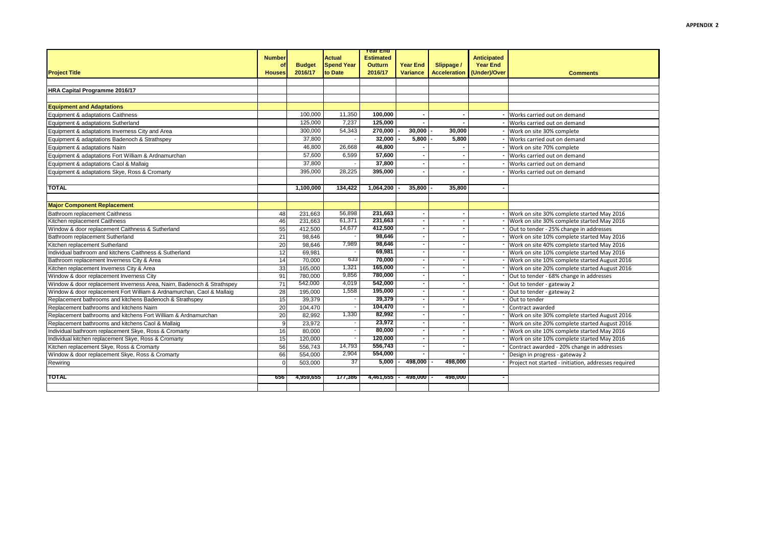**APPENDIX 2**

| Project Title | Number of Houses | Budget 2016/17 | Actual Spend Year to Date | Year End Estimated Outturn 2016/17 | Year End Variance | Slippage / Acceleration | Anticipated Year End (Under)/Over | Comments |
|---|---|---|---|---|---|---|---|---|
| | | | | | | | | |
| **HRA Capital Programme 2016/17** | | | | | | | | |
| | | | | | | | | |
| **Equipment and Adaptations** | | | | | | | | |
| Equipment & adaptations Caithness | | 100,000 | 11,350 | **100,000** | **-** | **-** | - | Works carried out on demand |
| Equipment & adaptations Sutherland | | 125,000 | 7,237 | **125,000** | **-** | **-** | - | Works carried out on demand |
| Equipment & adaptations Inverness City and Area | | 300,000 | 54,343 | **270,000** | **- 30,000** | **- 30,000** | - | Work on site 30% complete |
| Equipment & adaptations Badenoch & Strathspey | | 37,800 | - | **32,000** | **- 5,800** | **- 5,800** | - | Works carried out on demand |
| Equipment & adaptations Nairn | | 46,800 | 26,668 | **46,800** | **-** | **-** | - | Work on site 70% complete |
| Equipment & adaptations Fort William & Ardnamurchan | | 57,600 | 6,599 | **57,600** | **-** | **-** | - | Works carried out on demand |
| Equipment & adaptations Caol & Mallaig | | 37,800 | - | **37,800** | **-** | **-** | - | Works carried out on demand |
| Equipment & adaptations Skye, Ross & Cromarty | | 395,000 | 28,225 | **395,000** | **-** | **-** | - | Works carried out on demand |
| | | | | | | | | |
| **TOTAL** | | **1,100,000** | **134,422** | **1,064,200** | **- 35,800** | **- 35,800** | **-** | |
| | | | | | | | | |
| **Major Component Replacement** | | | | | | | | |
| Bathroom replacement Caithness | 48 | 231,663 | 56,898 | **231,663** | **-** | **-** | - | Work on site 30% complete started May 2016 |
| Kitchen replacement Caithness | 46 | 231,663 | 61,371 | **231,663** | **-** | **-** | - | Work on site 30% complete started May 2016 |
| Window & door replacement Caithness & Sutherland | 55 | 412,500 | 14,677 | **412,500** | **-** | **-** | - | Out to tender - 25% change in addresses |
| Bathroom replacement Sutherland | 21 | 98,646 | - | **98,646** | **-** | **-** | - | Work on site 10% complete started May 2016 |
| Kitchen replacement Sutherland | 20 | 98,646 | 7,989 | **98,646** | **-** | **-** | - | Work on site 40% complete started May 2016 |
| Individual bathroom and kitchens Caithness & Sutherland | 12 | 69,981 | - | **69,981** | **-** | **-** | - | Work on site 10% complete started May 2016 |
| Bathroom replacement Inverness City & Area | 14 | 70,000 | 633 | **70,000** | **-** | **-** | - | Work on site 10% complete started August 2016 |
| Kitchen replacement Inverness City & Area | 33 | 165,000 | 1,321 | **165,000** | **-** | **-** | - | Work on site 20% complete started August 2016 |
| Window & door replacement Inverness City | 91 | 780,000 | 9,856 | **780,000** | **-** | **-** | - | Out to tender - 68% change in addresses |
| Window & door replacement Inverness Area, Nairn, Badenoch & Strathspey | 71 | 542,000 | 4,019 | **542,000** | **-** | **-** | - | Out to tender - gateway 2 |
| Window & door replacement Fort William & Ardnamurchan, Caol & Mallaig | 28 | 195,000 | 1,558 | **195,000** | **-** | **-** | - | Out to tender - gateway 2 |
| Replacement bathrooms and kitchens Badenoch & Strathspey | 15 | 39,379 | - | **39,379** | **-** | **-** | - | Out to tender |
| Replacement bathrooms and kitchens Nairn | 20 | 104,470 | - | **104,470** | **-** | **-** | - | Contract awarded |
| Replacement bathrooms and kitchens Fort William & Ardnamurchan | 20 | 82,992 | 1,330 | **82,992** | **-** | **-** | - | Work on site 30% complete started August 2016 |
| Replacement bathrooms and kitchens Caol & Mallaig | 9 | 23,972 | - | **23,972** | **-** | **-** | - | Work on site 20% complete started August 2016 |
| Individual bathroom replacement Skye, Ross & Cromarty | 16 | 80,000 | - | **80,000** | **-** | **-** | - | Work on site 10% complete started May 2016 |
| Individual kitchen replacement Skye, Ross & Cromarty | 15 | 120,000 | - | **120,000** | **-** | **-** | - | Work on site 10% complete started May 2016 |
| Kitchen replacement Skye, Ross & Cromarty | 56 | 556,743 | 14,793 | **556,743** | **-** | **-** | - | Contract awarded - 20% change in addresses |
| Window & door replacement Skye, Ross & Cromarty | 66 | 554,000 | 2,904 | **554,000** | **-** | **-** | - | Design in progress - gateway 2 |
| Rewiring | 0 | 503,000 | 37 | **5,000** | **- 498,000** | **- 498,000** | - | Project not started - initiation, addresses required |
| | | | | | | | | |
| **TOTAL** | **656** | **4,959,655** | **177,386** | **4,461,655** | **- 498,000** | **- 498,000** | **-** | |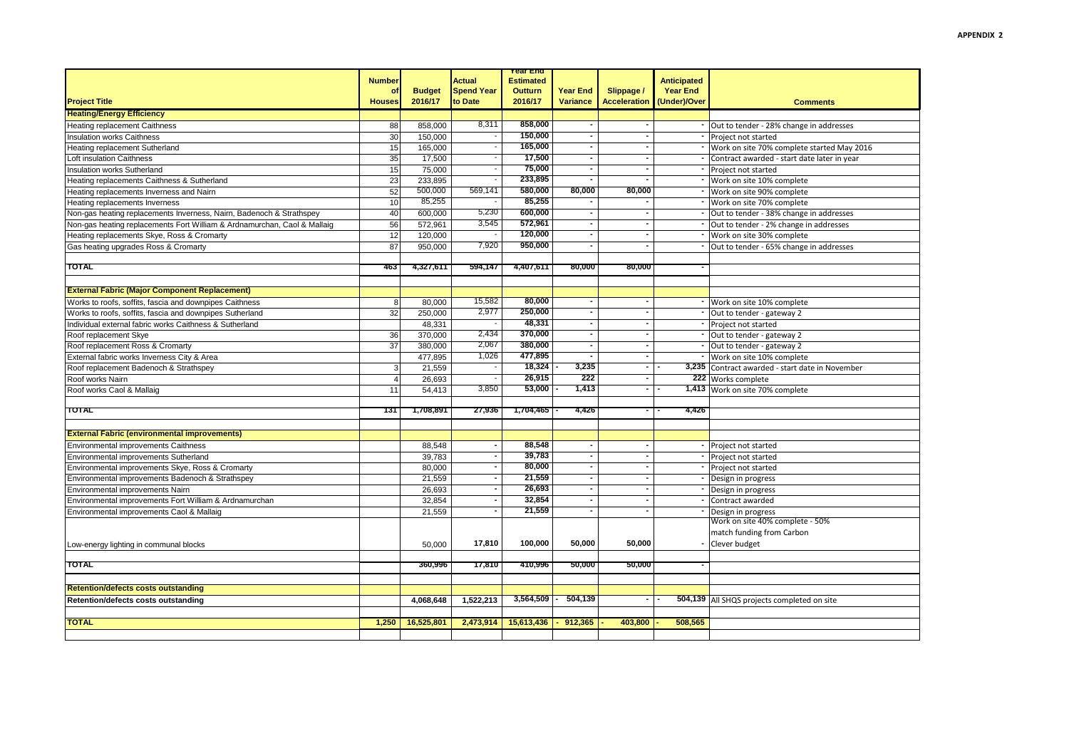**APPENDIX 2**

| Project Title | Number of Houses | Budget 2016/17 | Actual Spend Year to Date | Year End Estimated Outturn 2016/17 | Year End Variance | Slippage / Acceleration | Anticipated Year End (Under)/Over | Comments |
|---|---|---|---|---|---|---|---|---|
| **Heating/Energy Efficiency** | | | | | | | | |
| Heating replacement Caithness | 88 | 858,000 | 8,311 | 858,000 | - | - | - | Out to tender - 28% change in addresses |
| Insulation works Caithness | 30 | 150,000 | - | 150,000 | - | - | - | Project not started |
| Heating replacement Sutherland | 15 | 165,000 | - | 165,000 | - | - | - | Work on site 70% complete started May 2016 |
| Loft insulation Caithness | 35 | 17,500 | - | 17,500 | - | - | - | Contract awarded - start date later in year |
| Insulation works Sutherland | 15 | 75,000 | - | 75,000 | - | - | - | Project not started |
| Heating replacements Caithness & Sutherland | 23 | 233,895 | - | 233,895 | - | - | - | Work on site 10% complete |
| Heating replacements Inverness and Nairn | 52 | 500,000 | 569,141 | 580,000 | 80,000 | 80,000 | - | Work on site 90% complete |
| Heating replacements Inverness | 10 | 85,255 | - | 85,255 | - | - | - | Work on site 70% complete |
| Non-gas heating replacements Inverness, Nairn, Badenoch & Strathspey | 40 | 600,000 | 5,230 | 600,000 | - | - | - | Out to tender - 38% change in addresses |
| Non-gas heating replacements Fort William & Ardnamurchan, Caol & Mallaig | 56 | 572,961 | 3,545 | 572,961 | - | - | - | Out to tender - 2% change in addresses |
| Heating replacements Skye, Ross & Cromarty | 12 | 120,000 | - | 120,000 | - | - | - | Work on site 30% complete |
| Gas heating upgrades Ross & Cromarty | 87 | 950,000 | 7,920 | 950,000 | - | - | - | Out to tender - 65% change in addresses |
| **TOTAL** | 463 | 4,327,611 | 594,147 | 4,407,611 | 80,000 | 80,000 | - | |
| **External Fabric (Major Component Replacement)** | | | | | | | | |
| Works to roofs, soffits, fascia and downpipes Caithness | 8 | 80,000 | 15,582 | 80,000 | - | - | - | Work on site 10% complete |
| Works to roofs, soffits, fascia and downpipes Sutherland | 32 | 250,000 | 2,977 | 250,000 | - | - | - | Out to tender - gateway 2 |
| Individual external fabric works Caithness & Sutherland | | 48,331 | - | 48,331 | - | - | - | Project not started |
| Roof replacement Skye | 36 | 370,000 | 2,434 | 370,000 | - | - | - | Out to tender - gateway 2 |
| Roof replacement Ross & Cromarty | 37 | 380,000 | 2,067 | 380,000 | - | - | - | Out to tender - gateway 2 |
| External fabric works Inverness City & Area | | 477,895 | 1,026 | 477,895 | - | - | - | Work on site 10% complete |
| Roof replacement Badenoch & Strathspey | 3 | 21,559 | - | 18,324 | - 3,235 | - | - 3,235 | Contract awarded - start date in November |
| Roof works Nairn | 4 | 26,693 | - | 26,915 | 222 | - | 222 | Works complete |
| Roof works Caol & Mallaig | 11 | 54,413 | 3,850 | 53,000 | - 1,413 | - | - 1,413 | Work on site 70% complete |
| **TOTAL** | 131 | 1,708,891 | 27,936 | 1,704,465 | - 4,426 | - | - 4,426 | |
| **External Fabric (environmental improvements)** | | | | | | | | |
| Environmental improvements Caithness | | 88,548 | - | 88,548 | - | - | - | Project not started |
| Environmental improvements Sutherland | | 39,783 | - | 39,783 | - | - | - | Project not started |
| Environmental improvements Skye, Ross & Cromarty | | 80,000 | - | 80,000 | - | - | - | Project not started |
| Environmental improvements Badenoch & Strathspey | | 21,559 | - | 21,559 | - | - | - | Design in progress |
| Environmental improvements Nairn | | 26,693 | - | 26,693 | - | - | - | Design in progress |
| Environmental improvements Fort William & Ardnamurchan | | 32,854 | - | 32,854 | - | - | - | Contract awarded |
| Environmental improvements Caol & Mallaig | | 21,559 | - | 21,559 | - | - | - | Design in progress |
| Low-energy lighting in communal blocks | | 50,000 | 17,810 | 100,000 | 50,000 | 50,000 | - | Work on site 40% complete - 50% match funding from Carbon Clever budget |
| **TOTAL** | | 360,996 | 17,810 | 410,996 | 50,000 | 50,000 | - | |
| **Retention/defects costs outstanding** | | | | | | | | |
| **Retention/defects costs outstanding** | | 4,068,648 | 1,522,213 | 3,564,509 | - 504,139 | - | - 504,139 | All SHQS projects completed on site |
| **TOTAL** | 1,250 | 16,525,801 | 2,473,914 | 15,613,436 | - 912,365 | - 403,800 | - 508,565 | |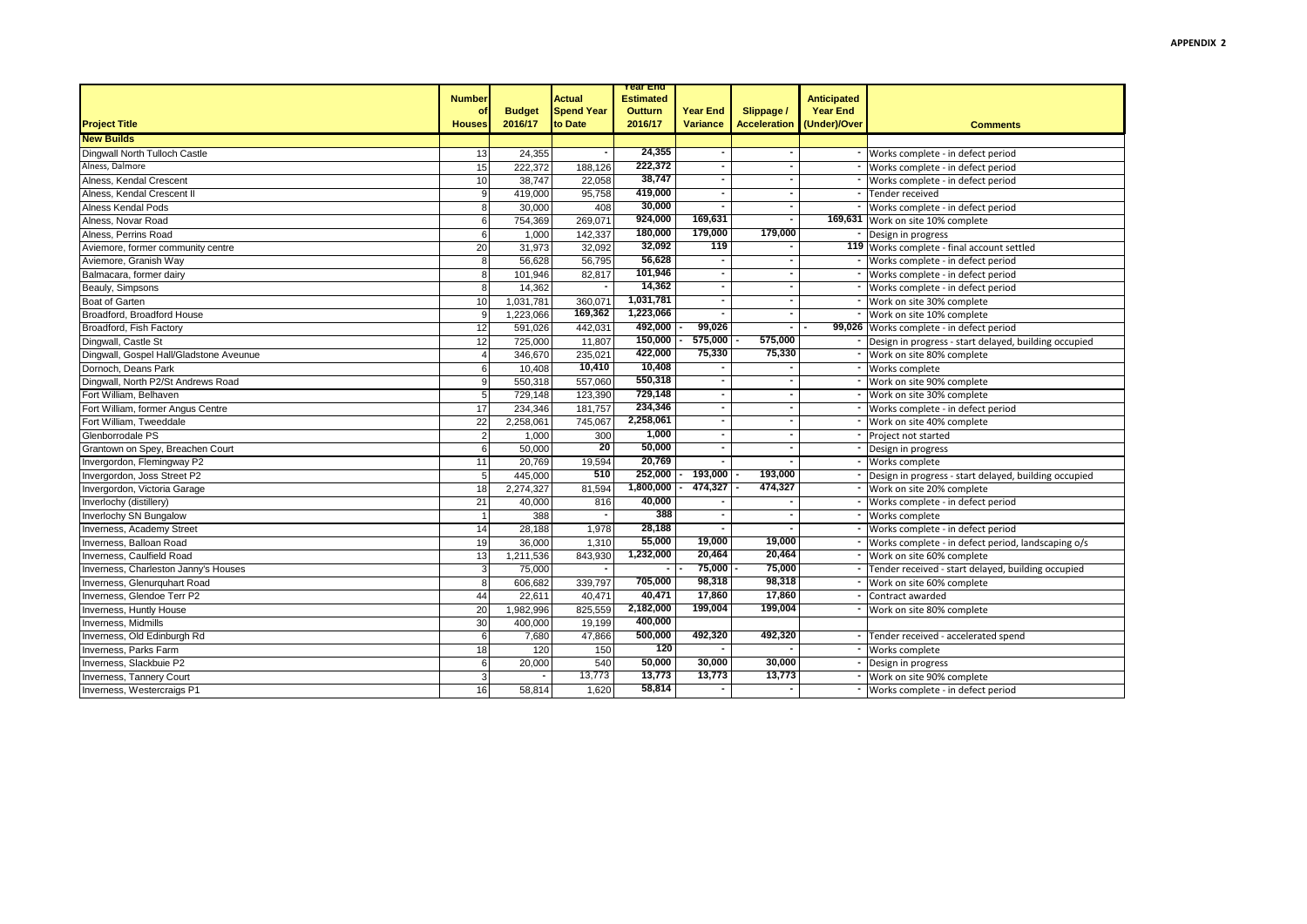**APPENDIX 2**

| Project Title | Number of Houses | Budget 2016/17 | Actual Spend Year to Date | Year End Estimated Outturn 2016/17 | Year End Variance | Slippage / Acceleration | Anticipated Year End (Under)/Over | Comments |
|---|---|---|---|---|---|---|---|---|
| **New Builds** | | | | | | | | |
| Dingwall North Tulloch Castle | 13 | 24,355 | - | 24,355 | - | - | - | Works complete - in defect period |
| Alness, Dalmore | 15 | 222,372 | 188,126 | 222,372 | - | - | - | Works complete - in defect period |
| Alness, Kendal Crescent | 10 | 38,747 | 22,058 | 38,747 | - | - | - | Works complete - in defect period |
| Alness, Kendal Crescent II | 9 | 419,000 | 95,758 | 419,000 | - | - | - | Tender received |
| Alness Kendal Pods | 8 | 30,000 | 408 | 30,000 | - | - | - | Works complete - in defect period |
| Alness, Novar Road | 6 | 754,369 | 269,071 | 924,000 | 169,631 | - | 169,631 | Work on site 10% complete |
| Alness, Perrins Road | 6 | 1,000 | 142,337 | 180,000 | 179,000 | 179,000 | - | Design in progress |
| Aviemore, former community centre | 20 | 31,973 | 32,092 | 32,092 | 119 | - | 119 | Works complete - final account settled |
| Aviemore, Granish Way | 8 | 56,628 | 56,795 | 56,628 | - | - | - | Works complete - in defect period |
| Balmacara, former dairy | 8 | 101,946 | 82,817 | 101,946 | - | - | - | Works complete - in defect period |
| Beauly, Simpsons | 8 | 14,362 | - | 14,362 | - | - | - | Works complete - in defect period |
| Boat of Garten | 10 | 1,031,781 | 360,071 | 1,031,781 | - | - | - | Work on site 30% complete |
| Broadford, Broadford House | 9 | 1,223,066 | 169,362 | 1,223,066 | - | - | - | Work on site 10% complete |
| Broadford, Fish Factory | 12 | 591,026 | 442,031 | 492,000 | - 99,026 | - | - 99,026 | Works complete - in defect period |
| Dingwall, Castle St | 12 | 725,000 | 11,807 | 150,000 | - 575,000 | - 575,000 | - | Design in progress - start delayed, building occupied |
| Dingwall, Gospel Hall/Gladstone Aveunue | 4 | 346,670 | 235,021 | 422,000 | 75,330 | 75,330 | - | Work on site 80% complete |
| Dornoch, Deans Park | 6 | 10,408 | 10,410 | 10,408 | - | | - | Works complete |
| Dingwall, North P2/St Andrews Road | 9 | 550,318 | 557,060 | 550,318 | - | - | - | Work on site 90% complete |
| Fort William, Belhaven | 5 | 729,148 | 123,390 | 729,148 | - | - | - | Work on site 30% complete |
| Fort William, former Angus Centre | 17 | 234,346 | 181,757 | 234,346 | - | - | - | Works complete - in defect period |
| Fort William, Tweeddale | 22 | 2,258,061 | 745,067 | 2,258,061 | - | - | - | Work on site 40% complete |
| Glenborrodale PS | 2 | 1,000 | 300 | 1,000 | - | - | - | Project not started |
| Grantown on Spey, Breachen Court | 6 | 50,000 | 20 | 50,000 | - | - | - | Design in progress |
| Invergordon, Flemingway P2 | 11 | 20,769 | 19,594 | 20,769 | - | - | - | Works complete |
| Invergordon, Joss Street P2 | 5 | 445,000 | 510 | 252,000 | - 193,000 | - 193,000 | - | Design in progress - start delayed, building occupied |
| Invergordon, Victoria Garage | 18 | 2,274,327 | 81,594 | 1,800,000 | - 474,327 | - 474,327 | - | Work on site 20% complete |
| Inverlochy (distillery) | 21 | 40,000 | 816 | 40,000 | - | - | - | Works complete - in defect period |
| Inverlochy SN Bungalow | 1 | 388 | - | 388 | - | - | - | Works complete |
| Inverness, Academy Street | 14 | 28,188 | 1,978 | 28,188 | - | - | - | Works complete - in defect period |
| Inverness, Balloan Road | 19 | 36,000 | 1,310 | 55,000 | 19,000 | 19,000 | - | Works complete - in defect period, landscaping o/s |
| Inverness, Caulfield Road | 13 | 1,211,536 | 843,930 | 1,232,000 | 20,464 | 20,464 | - | Work on site 60% complete |
| Inverness, Charleston Janny's Houses | 3 | 75,000 | - | - | - 75,000 | - 75,000 | - | Tender received - start delayed, building occupied |
| Inverness, Glenurquhart Road | 8 | 606,682 | 339,797 | 705,000 | 98,318 | 98,318 | - | Work on site 60% complete |
| Inverness, Glendoe Terr P2 | 44 | 22,611 | 40,471 | 40,471 | 17,860 | 17,860 | - | Contract awarded |
| Inverness, Huntly House | 20 | 1,982,996 | 825,559 | 2,182,000 | 199,004 | 199,004 | - | Work on site 80% complete |
| Inverness, Midmills | 30 | 400,000 | 19,199 | 400,000 | | | | |
| Inverness, Old Edinburgh Rd | 6 | 7,680 | 47,866 | 500,000 | 492,320 | 492,320 | - | Tender received - accelerated spend |
| Inverness, Parks Farm | 18 | 120 | 150 | 120 | - | - | - | Works complete |
| Inverness, Slackbuie P2 | 6 | 20,000 | 540 | 50,000 | 30,000 | 30,000 | - | Design in progress |
| Inverness, Tannery Court | 3 | - | 13,773 | 13,773 | 13,773 | 13,773 | - | Work on site 90% complete |
| Inverness, Westercraigs P1 | 16 | 58,814 | 1,620 | 58,814 | - | - | - | Works complete - in defect period |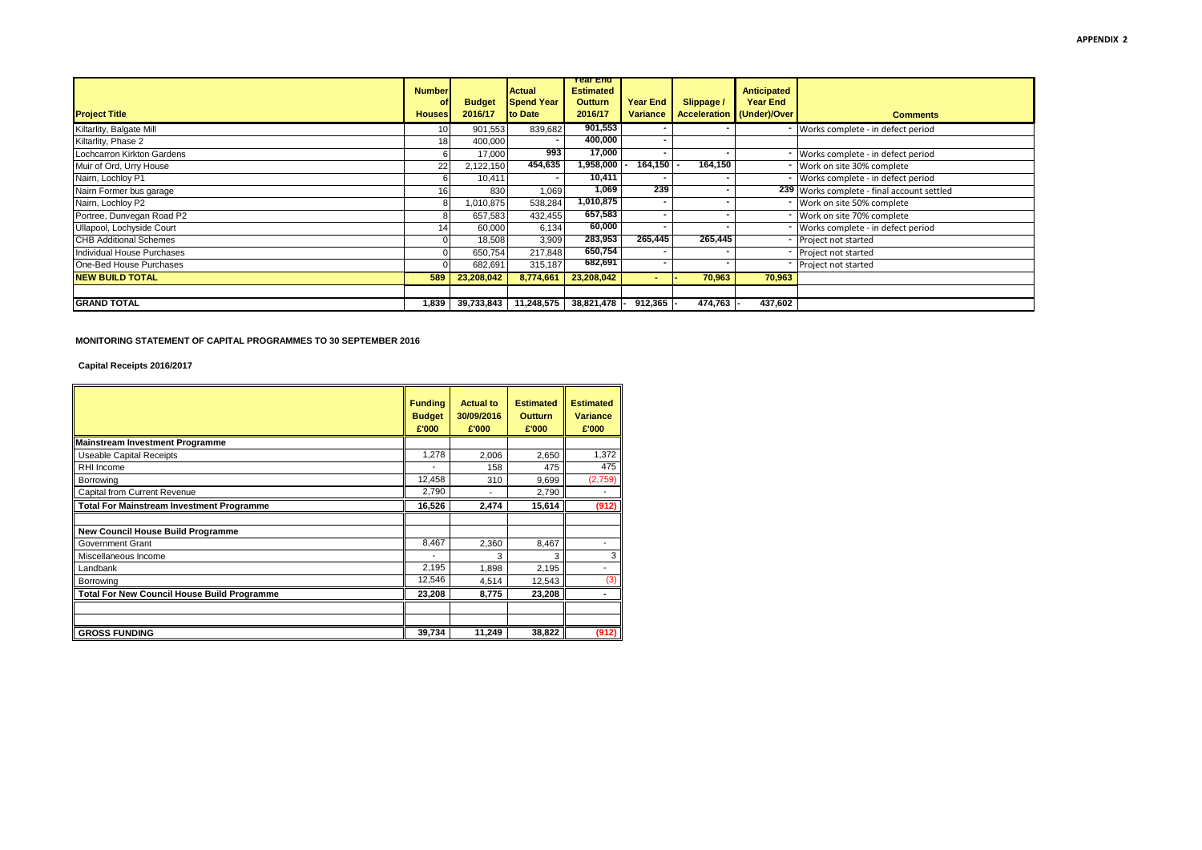| Project Title | Number of Houses | Budget 2016/17 | Actual Spend Year to Date | Year End Estimated Outturn 2016/17 | Year End Variance | Slippage / Acceleration | Anticipated Year End (Under)/Over | Comments |
|---|---|---|---|---|---|---|---|---|
| Kiltarlity, Balgate Mill | 10 | 901,553 | 839,682 | 901,553 | - | - | - | Works complete - in defect period |
| Kiltarlity, Phase 2 | 18 | 400,000 | - | 400,000 | - | | | |
| Lochcarron Kirkton Gardens | 6 | 17,000 | 993 | 17,000 | - | - | - | Works complete - in defect period |
| Muir of Ord, Urry House | 22 | 2,122,150 | 454,635 | 1,958,000 | -164,150 | -164,150 | - | Work on site 30% complete |
| Nairn, Lochloy P1 | 6 | 10,411 | - | 10,411 | - | - | - | Works complete - in defect period |
| Nairn Former bus garage | 16 | 830 | 1,069 | 1,069 | 239 | - | 239 | Works complete - final account settled |
| Nairn, Lochloy P2 | 8 | 1,010,875 | 538,284 | 1,010,875 | - | - | - | Work on site 50% complete |
| Portree, Dunvegan Road P2 | 8 | 657,583 | 432,455 | 657,583 | - | - | - | Work on site 70% complete |
| Ullapool, Lochyside Court | 14 | 60,000 | 6,134 | 60,000 | - | - | - | Works complete - in defect period |
| CHB Additional Schemes | 0 | 18,508 | 3,909 | 283,953 | 265,445 | 265,445 | - | Project not started |
| Individual House Purchases | 0 | 650,754 | 217,848 | 650,754 | - | - | - | Project not started |
| One-Bed House Purchases | 0 | 682,691 | 315,187 | 682,691 | - | - | - | Project not started |
| **NEW BUILD TOTAL** | **589** | **23,208,042** | **8,774,661** | **23,208,042** | **-** | **-70,963** | **70,963** | |
| | | | | | | | | |
| **GRAND TOTAL** | **1,839** | **39,733,843** | **11,248,575** | **38,821,478** | **-912,365** | **-474,763** | **-437,602** | |

**MONITORING STATEMENT OF CAPITAL PROGRAMMES TO 30 SEPTEMBER 2016**

**Capital Receipts 2016/2017**

| | Funding Budget £'000 | Actual to 30/09/2016 £'000 | Estimated Outturn £'000 | Estimated Variance £'000 |
|---|---|---|---|---|
| **Mainstream Investment Programme** | | | | |
| Useable Capital Receipts | 1,278 | 2,006 | 2,650 | 1,372 |
| RHI Income | - | 158 | 475 | 475 |
| Borrowing | 12,458 | 310 | 9,699 | (2,759) |
| Capital from Current Revenue | 2,790 | - | 2,790 | - |
| **Total For Mainstream Investment Programme** | **16,526** | **2,474** | **15,614** | **(912)** |
| | | | | |
| **New Council House Build Programme** | | | | |
| Government Grant | 8,467 | 2,360 | 8,467 | - |
| Miscellaneous Income | - | 3 | 3 | 3 |
| Landbank | 2,195 | 1,898 | 2,195 | - |
| Borrowing | 12,546 | 4,514 | 12,543 | (3) |
| **Total For New Council House Build Programme** | **23,208** | **8,775** | **23,208** | **-** |
| | | | | |
| | | | | |
| **GROSS FUNDING** | **39,734** | **11,249** | **38,822** | **(912)** |